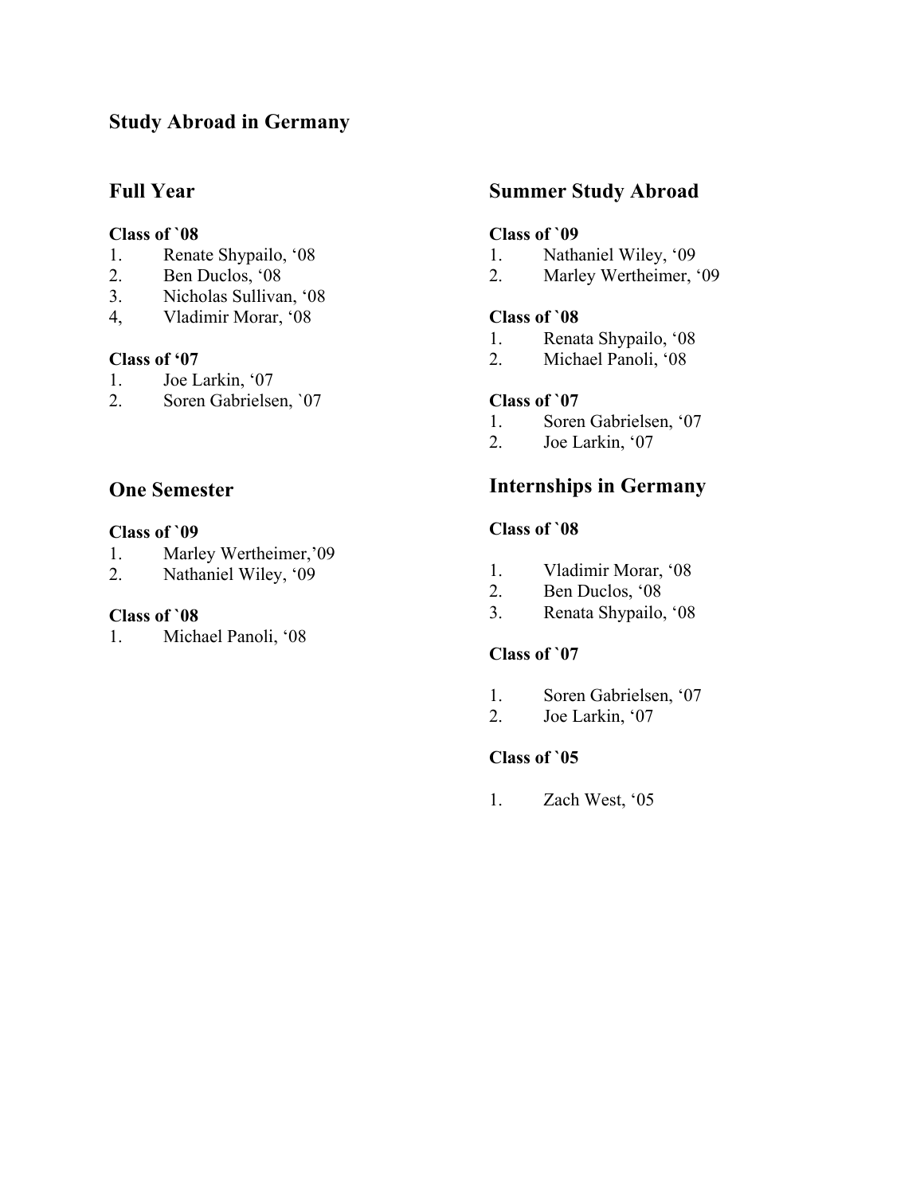# Study Abroad in Germany

## Full Year

**Class of `08**

1. Renate Shypailo, ‘08
2. Ben Duclos, ‘08
3. Nicholas Sullivan, ‘08
4, Vladimir Morar, ‘08

**Class of ‘07**

1. Joe Larkin, ‘07
2. Soren Gabrielsen, `07

## One Semester

**Class of `09**

1. Marley Wertheimer,’09
2. Nathaniel Wiley, ‘09

**Class of `08**

1. Michael Panoli, ‘08

## Summer Study Abroad

**Class of `09**

1. Nathaniel Wiley, ‘09
2. Marley Wertheimer, ‘09

**Class of `08**

1. Renata Shypailo, ‘08
2. Michael Panoli, ‘08

**Class of `07**

1. Soren Gabrielsen, ‘07
2. Joe Larkin, ‘07

## Internships in Germany

**Class of `08**

1. Vladimir Morar, ‘08
2. Ben Duclos, ‘08
3. Renata Shypailo, ‘08

**Class of `07**

1. Soren Gabrielsen, ‘07
2. Joe Larkin, ‘07

**Class of `05**

1. Zach West, ‘05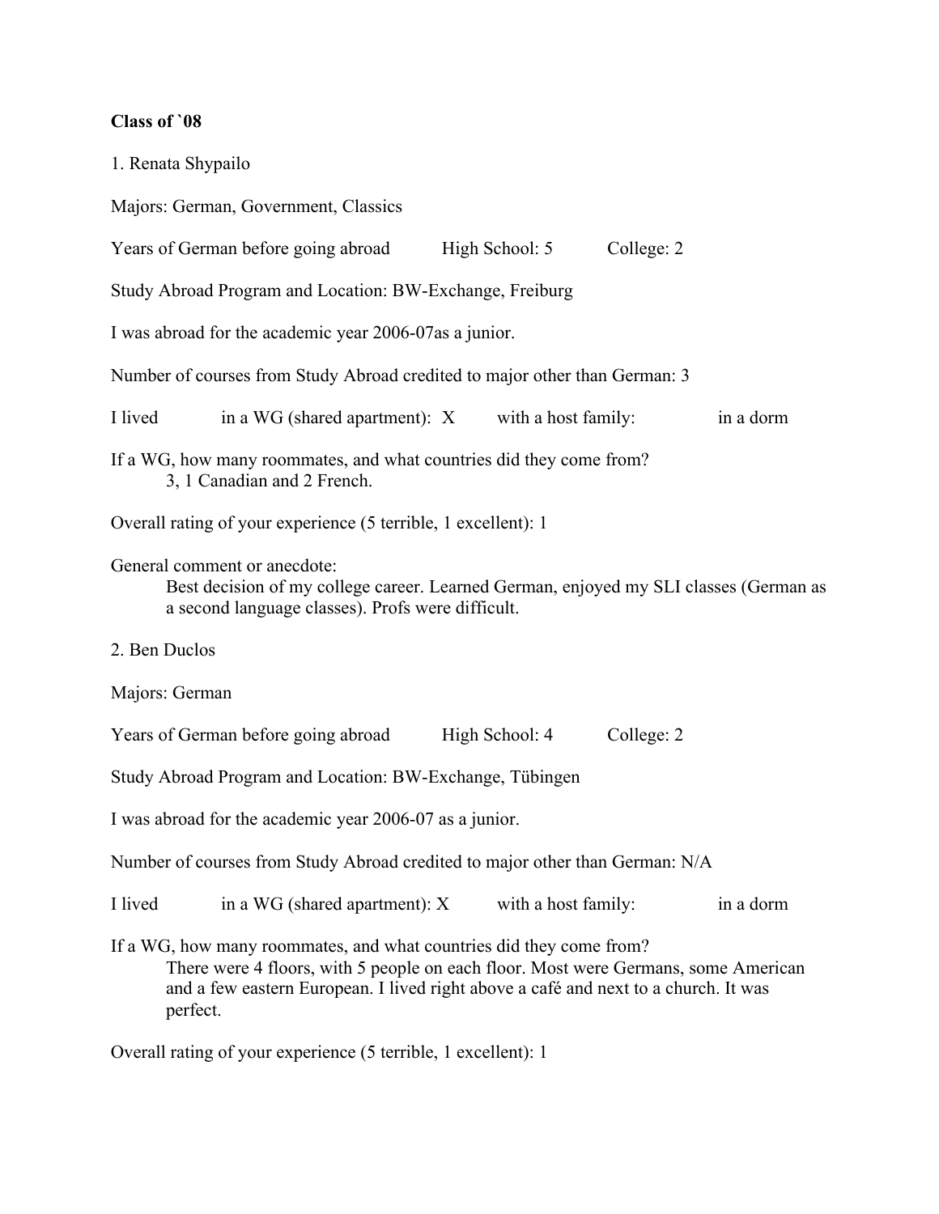**Class of `08**

1. Renata Shypailo

Majors: German, Government, Classics

Years of German before going abroad High School: 5 College: 2

Study Abroad Program and Location: BW-Exchange, Freiburg

I was abroad for the academic year 2006-07as a junior.

Number of courses from Study Abroad credited to major other than German: 3

I lived in a WG (shared apartment): X with a host family: in a dorm

If a WG, how many roommates, and what countries did they come from?
 3, 1 Canadian and 2 French.

Overall rating of your experience (5 terrible, 1 excellent): 1

General comment or anecdote:
 Best decision of my college career. Learned German, enjoyed my SLI classes (German as a second language classes). Profs were difficult.

2. Ben Duclos

Majors: German

Years of German before going abroad High School: 4 College: 2

Study Abroad Program and Location: BW-Exchange, Tübingen

I was abroad for the academic year 2006-07 as a junior.

Number of courses from Study Abroad credited to major other than German: N/A

I lived in a WG (shared apartment): X with a host family: in a dorm

If a WG, how many roommates, and what countries did they come from?
 There were 4 floors, with 5 people on each floor. Most were Germans, some American and a few eastern European. I lived right above a café and next to a church. It was perfect.

Overall rating of your experience (5 terrible, 1 excellent): 1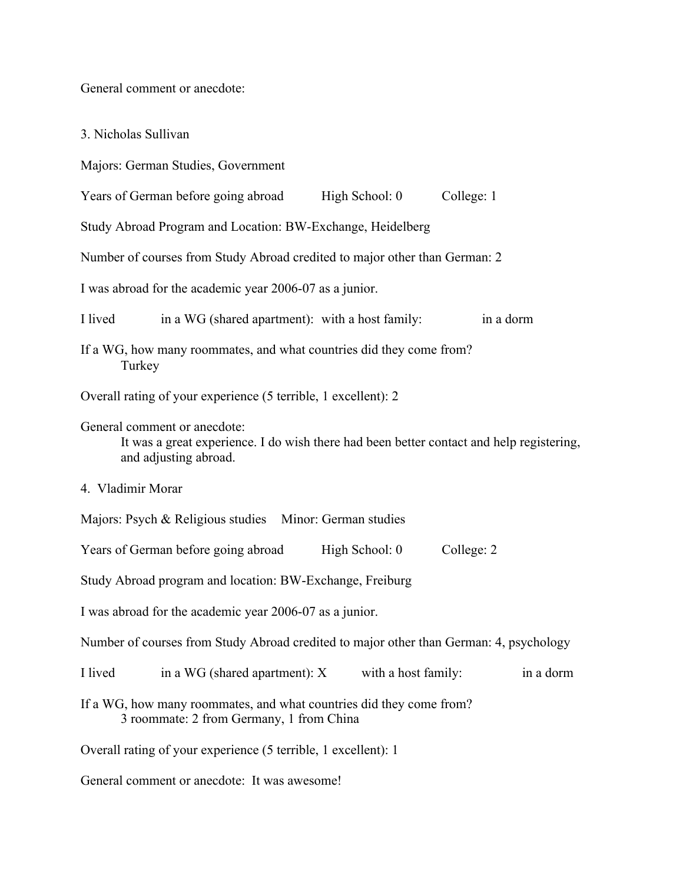General comment or anecdote:

3. Nicholas Sullivan

Majors: German Studies, Government

Years of German before going abroad High School: 0 College: 1

Study Abroad Program and Location: BW-Exchange, Heidelberg

Number of courses from Study Abroad credited to major other than German: 2

I was abroad for the academic year 2006-07 as a junior.

I lived in a WG (shared apartment): with a host family: in a dorm

If a WG, how many roommates, and what countries did they come from?
Turkey

Overall rating of your experience (5 terrible, 1 excellent): 2

General comment or anecdote:
It was a great experience. I do wish there had been better contact and help registering, and adjusting abroad.

4. Vladimir Morar

Majors: Psych & Religious studies Minor: German studies

Years of German before going abroad High School: 0 College: 2

Study Abroad program and location: BW-Exchange, Freiburg

I was abroad for the academic year 2006-07 as a junior.

Number of courses from Study Abroad credited to major other than German: 4, psychology

I lived in a WG (shared apartment): X with a host family: in a dorm

If a WG, how many roommates, and what countries did they come from?
3 roommate: 2 from Germany, 1 from China

Overall rating of your experience (5 terrible, 1 excellent): 1

General comment or anecdote: It was awesome!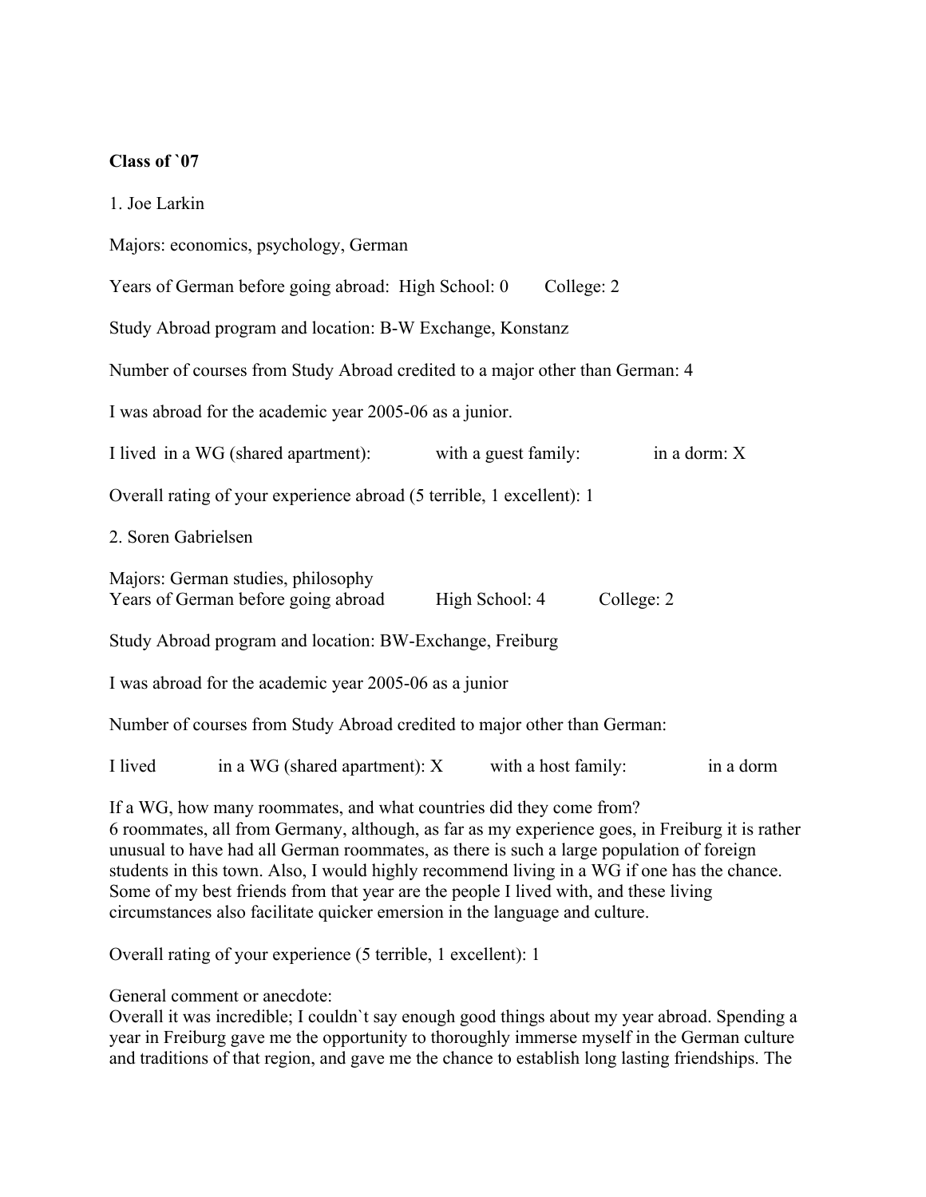**Class of `07**

1. Joe Larkin

Majors: economics, psychology, German

Years of German before going abroad: High School: 0 College: 2

Study Abroad program and location: B-W Exchange, Konstanz

Number of courses from Study Abroad credited to a major other than German: 4

I was abroad for the academic year 2005-06 as a junior.

I lived in a WG (shared apartment): with a guest family: in a dorm: X

Overall rating of your experience abroad (5 terrible, 1 excellent): 1

2. Soren Gabrielsen

Majors: German studies, philosophy
Years of German before going abroad High School: 4 College: 2

Study Abroad program and location: BW-Exchange, Freiburg

I was abroad for the academic year 2005-06 as a junior

Number of courses from Study Abroad credited to major other than German:

I lived in a WG (shared apartment): X with a host family: in a dorm

If a WG, how many roommates, and what countries did they come from?
6 roommates, all from Germany, although, as far as my experience goes, in Freiburg it is rather unusual to have had all German roommates, as there is such a large population of foreign students in this town. Also, I would highly recommend living in a WG if one has the chance. Some of my best friends from that year are the people I lived with, and these living circumstances also facilitate quicker emersion in the language and culture.

Overall rating of your experience (5 terrible, 1 excellent): 1

General comment or anecdote:
Overall it was incredible; I couldn`t say enough good things about my year abroad. Spending a year in Freiburg gave me the opportunity to thoroughly immerse myself in the German culture and traditions of that region, and gave me the chance to establish long lasting friendships. The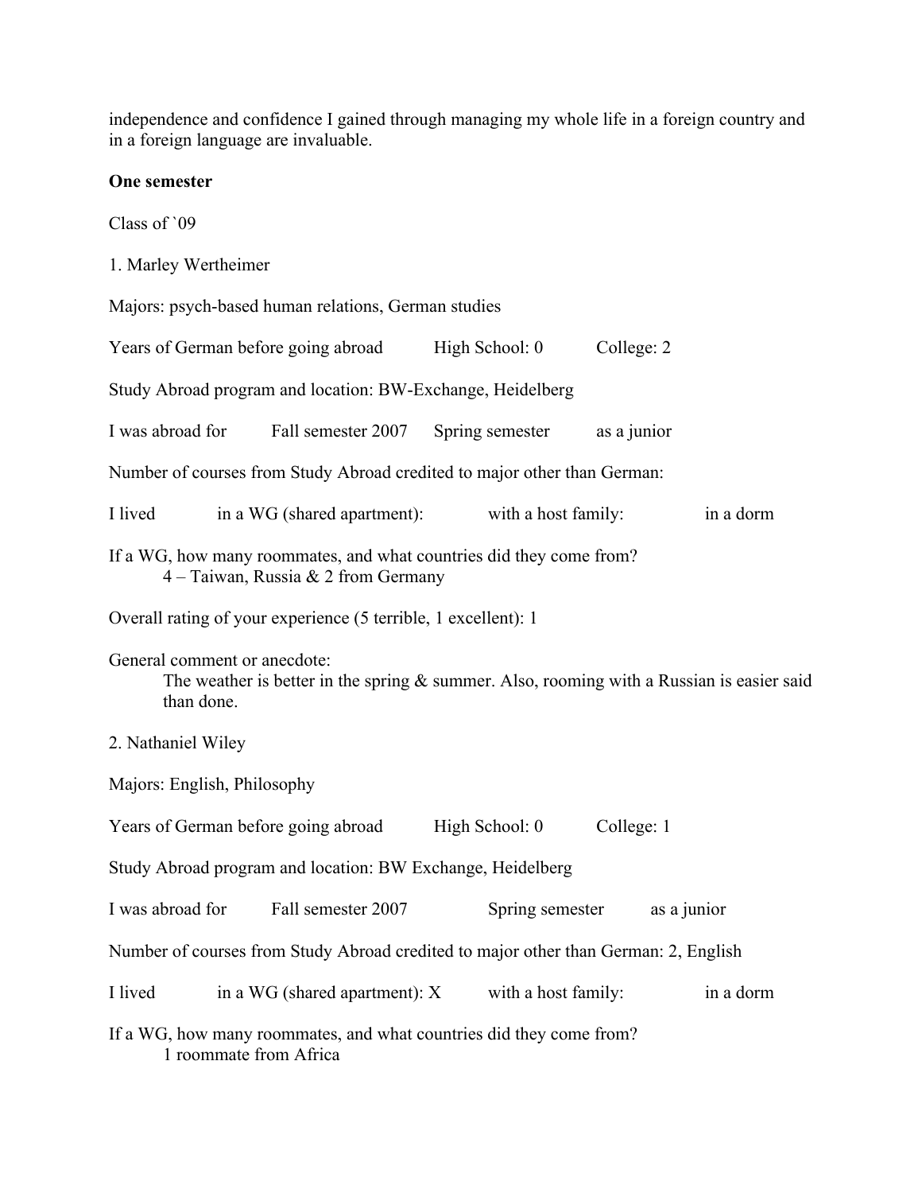independence and confidence I gained through managing my whole life in a foreign country and in a foreign language are invaluable.

**One semester**

Class of `09

1. Marley Wertheimer

Majors: psych-based human relations, German studies

Years of German before going abroad High School: 0 College: 2

Study Abroad program and location: BW-Exchange, Heidelberg

I was abroad for Fall semester 2007 Spring semester as a junior

Number of courses from Study Abroad credited to major other than German:

I lived in a WG (shared apartment): with a host family: in a dorm

If a WG, how many roommates, and what countries did they come from?
4 – Taiwan, Russia & 2 from Germany

Overall rating of your experience (5 terrible, 1 excellent): 1

General comment or anecdote:
The weather is better in the spring & summer. Also, rooming with a Russian is easier said than done.

2. Nathaniel Wiley

Majors: English, Philosophy

Years of German before going abroad High School: 0 College: 1

Study Abroad program and location: BW Exchange, Heidelberg

I was abroad for Fall semester 2007 Spring semester as a junior

Number of courses from Study Abroad credited to major other than German: 2, English

I lived in a WG (shared apartment): X with a host family: in a dorm

If a WG, how many roommates, and what countries did they come from?
1 roommate from Africa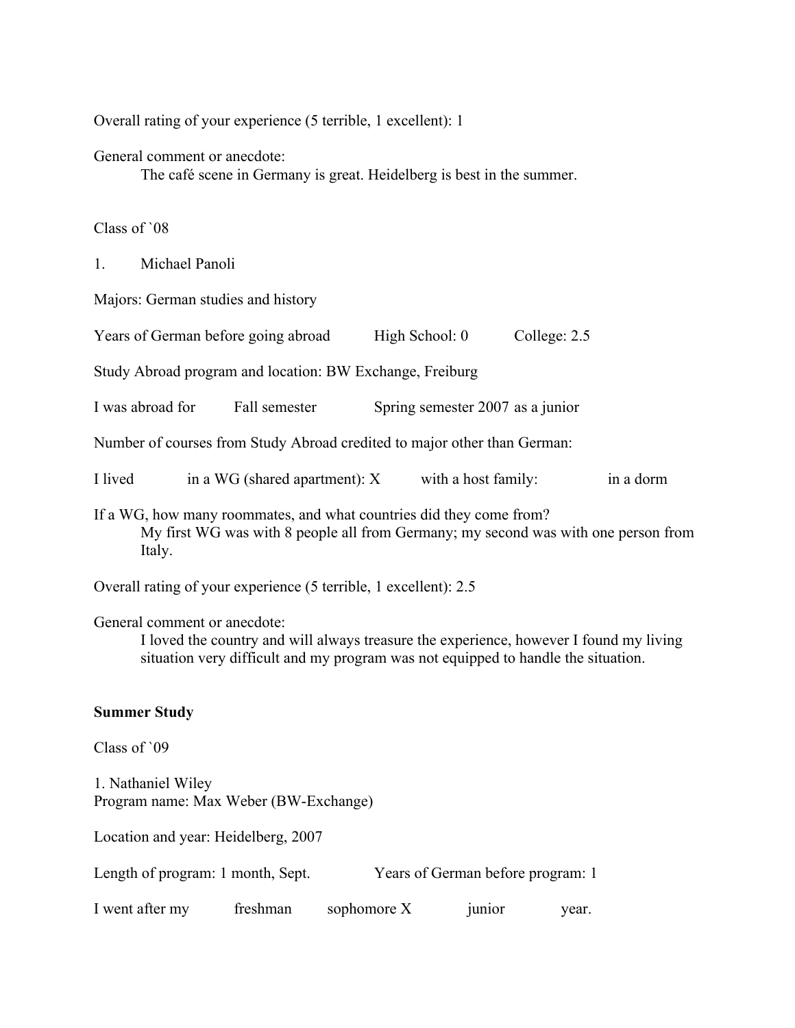Overall rating of your experience (5 terrible, 1 excellent): 1

General comment or anecdote:

> The café scene in Germany is great. Heidelberg is best in the summer.

Class of `08

1. Michael Panoli

Majors: German studies and history

Years of German before going abroad High School: 0 College: 2.5

Study Abroad program and location: BW Exchange, Freiburg

I was abroad for Fall semester Spring semester 2007 as a junior

Number of courses from Study Abroad credited to major other than German:

I lived in a WG (shared apartment): X with a host family: in a dorm

If a WG, how many roommates, and what countries did they come from?

> My first WG was with 8 people all from Germany; my second was with one person from Italy.

Overall rating of your experience (5 terrible, 1 excellent): 2.5

General comment or anecdote:

> I loved the country and will always treasure the experience, however I found my living situation very difficult and my program was not equipped to handle the situation.

**Summer Study**

Class of `09

1. Nathaniel Wiley

Program name: Max Weber (BW-Exchange)

Location and year: Heidelberg, 2007

Length of program: 1 month, Sept. Years of German before program: 1

I went after my freshman sophomore X junior year.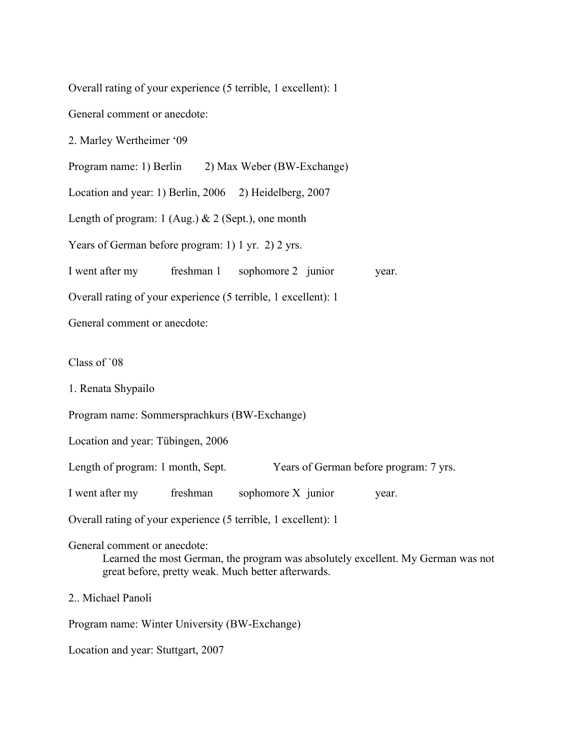Overall rating of your experience (5 terrible, 1 excellent): 1

General comment or anecdote:

2. Marley Wertheimer '09

Program name: 1) Berlin 2) Max Weber (BW-Exchange)

Location and year: 1) Berlin, 2006 2) Heidelberg, 2007

Length of program: 1 (Aug.) & 2 (Sept.), one month

Years of German before program: 1) 1 yr. 2) 2 yrs.

I went after my freshman 1 sophomore 2 junior year.

Overall rating of your experience (5 terrible, 1 excellent): 1

General comment or anecdote:

Class of `08

1. Renata Shypailo

Program name: Sommersprachkurs (BW-Exchange)

Location and year: Tübingen, 2006

Length of program: 1 month, Sept. Years of German before program: 7 yrs.

I went after my freshman sophomore X junior year.

Overall rating of your experience (5 terrible, 1 excellent): 1

General comment or anecdote:

> Learned the most German, the program was absolutely excellent. My German was not great before, pretty weak. Much better afterwards.

2.. Michael Panoli

Program name: Winter University (BW-Exchange)

Location and year: Stuttgart, 2007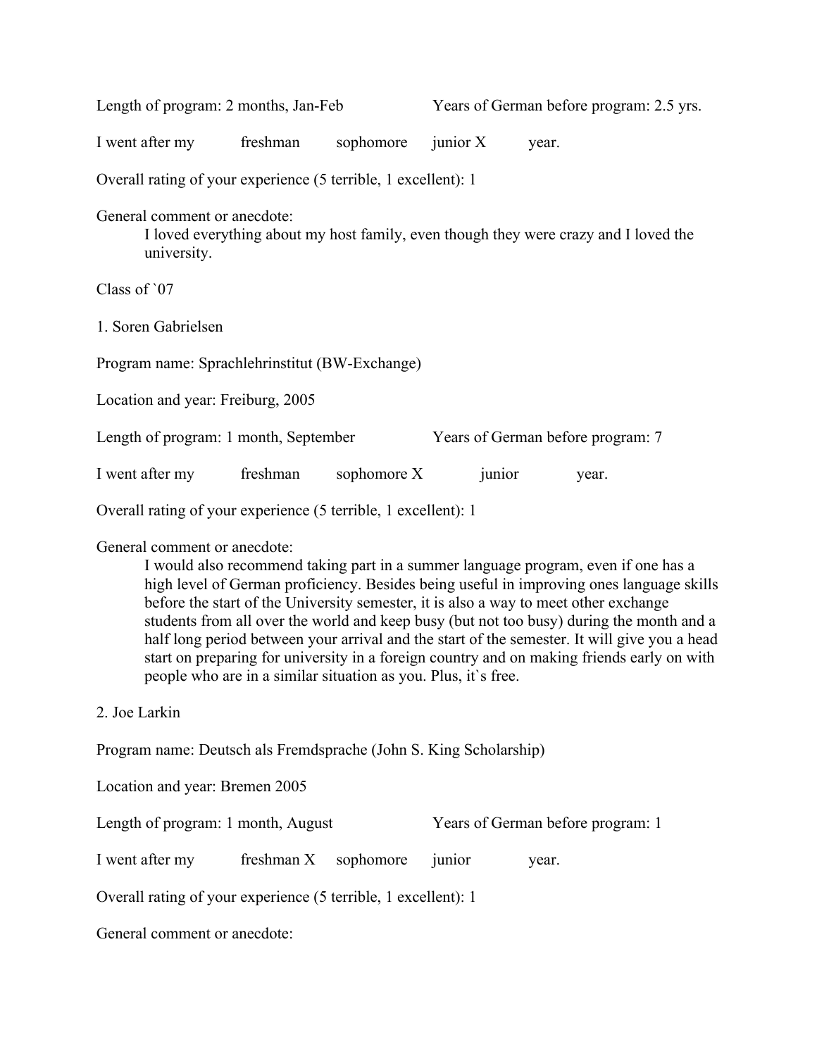Length of program: 2 months, Jan-Feb     Years of German before program: 2.5 yrs.

I went after my   freshman   sophomore   junior X   year.

Overall rating of your experience (5 terrible, 1 excellent): 1

General comment or anecdote:

> I loved everything about my host family, even though they were crazy and I loved the university.

Class of `07

1. Soren Gabrielsen

Program name: Sprachlehrinstitut (BW-Exchange)

Location and year: Freiburg, 2005

Length of program: 1 month, September     Years of German before program: 7

I went after my   freshman   sophomore X   junior   year.

Overall rating of your experience (5 terrible, 1 excellent): 1

General comment or anecdote:

> I would also recommend taking part in a summer language program, even if one has a high level of German proficiency. Besides being useful in improving ones language skills before the start of the University semester, it is also a way to meet other exchange students from all over the world and keep busy (but not too busy) during the month and a half long period between your arrival and the start of the semester. It will give you a head start on preparing for university in a foreign country and on making friends early on with people who are in a similar situation as you. Plus, it`s free.

2. Joe Larkin

Program name: Deutsch als Fremdsprache (John S. King Scholarship)

Location and year: Bremen 2005

Length of program: 1 month, August     Years of German before program: 1

I went after my   freshman X   sophomore   junior   year.

Overall rating of your experience (5 terrible, 1 excellent): 1

General comment or anecdote: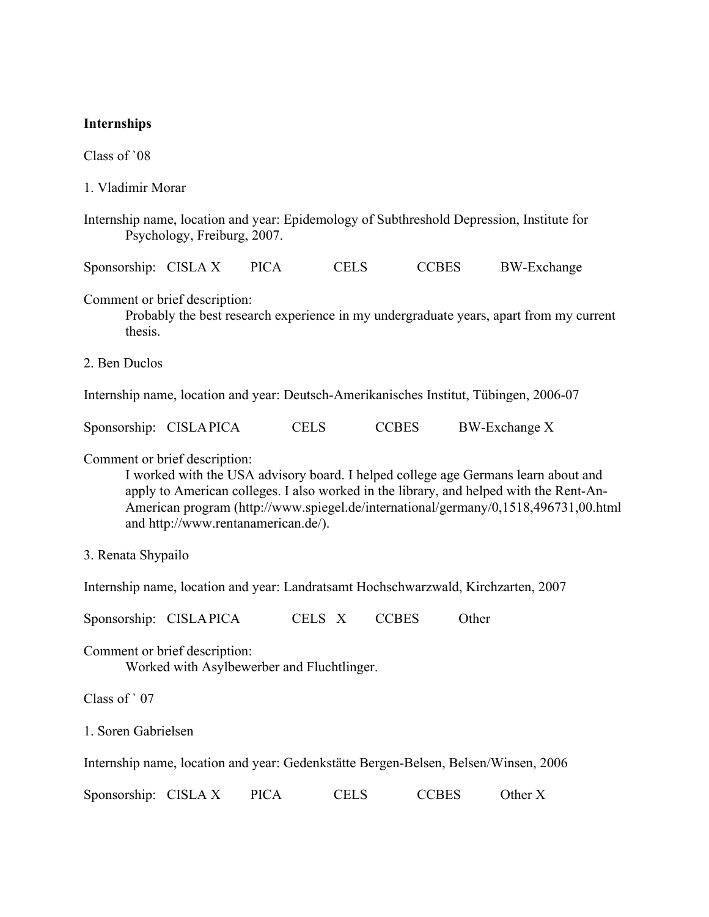**Internships**

Class of `08

1. Vladimir Morar

Internship name, location and year: Epidemology of Subthreshold Depression, Institute for Psychology, Freiburg, 2007.

Sponsorship: CISLA X PICA CELS CCBES BW-Exchange

Comment or brief description:

Probably the best research experience in my undergraduate years, apart from my current thesis.

2. Ben Duclos

Internship name, location and year: Deutsch-Amerikanisches Institut, Tübingen, 2006-07

Sponsorship: CISLA PICA CELS CCBES BW-Exchange X

Comment or brief description:

I worked with the USA advisory board. I helped college age Germans learn about and apply to American colleges. I also worked in the library, and helped with the Rent-An-American program (http://www.spiegel.de/international/germany/0,1518,496731,00.html and http://www.rentanamerican.de/).

3. Renata Shypailo

Internship name, location and year: Landratsamt Hochschwarzwald, Kirchzarten, 2007

Sponsorship: CISLA PICA CELS X CCBES Other

Comment or brief description:

Worked with Asylbewerber and Fluchtlinger.

Class of ` 07

1. Soren Gabrielsen

Internship name, location and year: Gedenkstätte Bergen-Belsen, Belsen/Winsen, 2006

Sponsorship: CISLA X PICA CELS CCBES Other X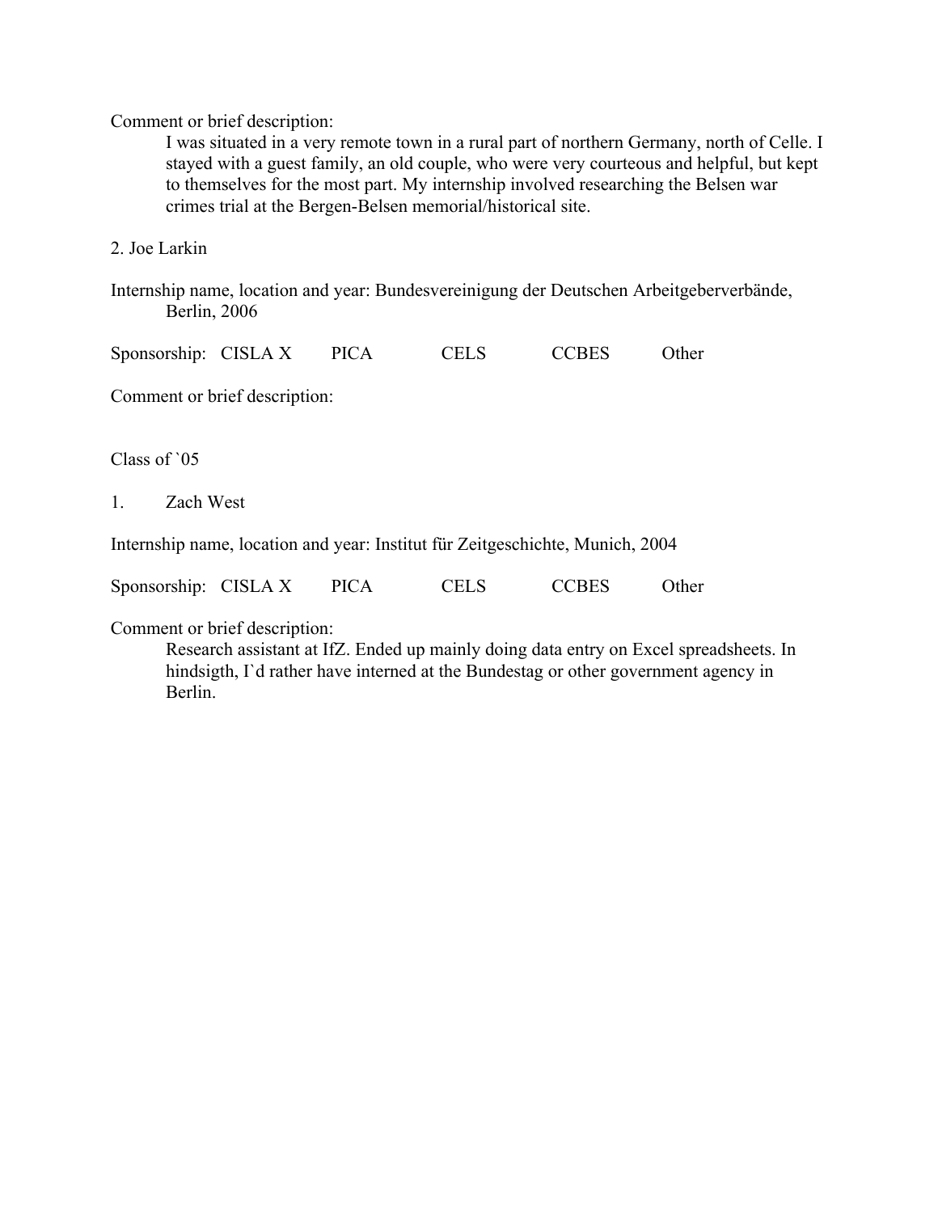Comment or brief description:

I was situated in a very remote town in a rural part of northern Germany, north of Celle. I stayed with a guest family, an old couple, who were very courteous and helpful, but kept to themselves for the most part. My internship involved researching the Belsen war crimes trial at the Bergen-Belsen memorial/historical site.

2. Joe Larkin

Internship name, location and year: Bundesvereinigung der Deutschen Arbeitgeberverbände, Berlin, 2006

Sponsorship: CISLA X PICA CELS CCBES Other

Comment or brief description:

Class of `05

1. Zach West

Internship name, location and year: Institut für Zeitgeschichte, Munich, 2004

Sponsorship: CISLA X PICA CELS CCBES Other

Comment or brief description:

Research assistant at IfZ. Ended up mainly doing data entry on Excel spreadsheets. In hindsigth, I`d rather have interned at the Bundestag or other government agency in Berlin.